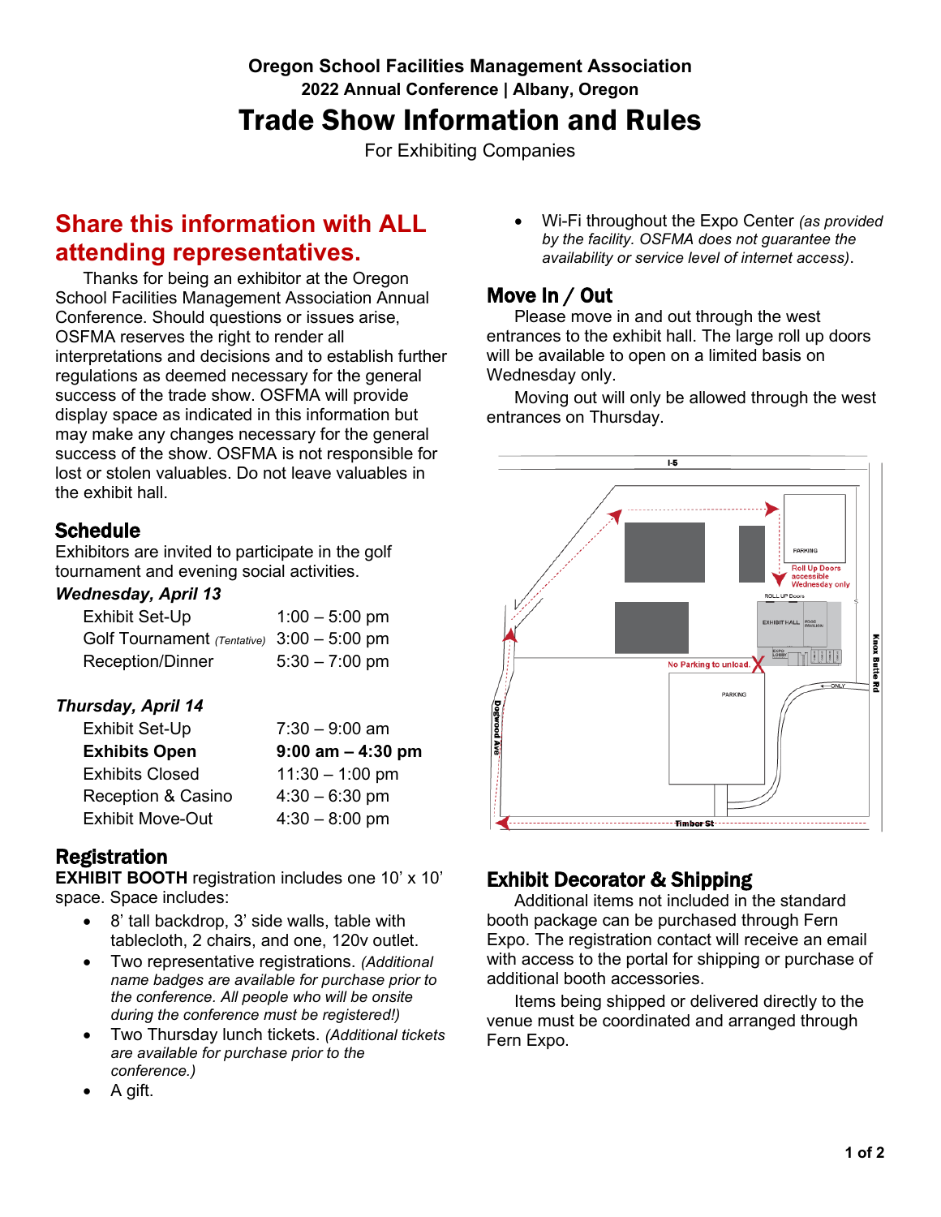**Oregon School Facilities Management Association**
**2022 Annual Conference | Albany, Oregon**

# Trade Show Information and Rules

For Exhibiting Companies

## Share this information with ALL attending representatives.

Thanks for being an exhibitor at the Oregon School Facilities Management Association Annual Conference. Should questions or issues arise, OSFMA reserves the right to render all interpretations and decisions and to establish further regulations as deemed necessary for the general success of the trade show. OSFMA will provide display space as indicated in this information but may make any changes necessary for the general success of the show. OSFMA is not responsible for lost or stolen valuables. Do not leave valuables in the exhibit hall.

## Schedule

Exhibitors are invited to participate in the golf tournament and evening social activities.

***Wednesday, April 13***

| | |
|---|---|
| Exhibit Set-Up | 1:00 – 5:00 pm |
| Golf Tournament *(Tentative)* | 3:00 – 5:00 pm |
| Reception/Dinner | 5:30 – 7:00 pm |

***Thursday, April 14***

| | |
|---|---|
| Exhibit Set-Up | 7:30 – 9:00 am |
| **Exhibits Open** | **9:00 am – 4:30 pm** |
| Exhibits Closed | 11:30 – 1:00 pm |
| Reception & Casino | 4:30 – 6:30 pm |
| Exhibit Move-Out | 4:30 – 8:00 pm |

## Registration

**EXHIBIT BOOTH** registration includes one 10' x 10' space. Space includes:

- 8' tall backdrop, 3' side walls, table with tablecloth, 2 chairs, and one, 120v outlet.
- Two representative registrations. *(Additional name badges are available for purchase prior to the conference. All people who will be onsite during the conference must be registered!)*
- Two Thursday lunch tickets. *(Additional tickets are available for purchase prior to the conference.)*
- A gift.
- Wi-Fi throughout the Expo Center *(as provided by the facility. OSFMA does not guarantee the availability or service level of internet access)*.

## Move In / Out

Please move in and out through the west entrances to the exhibit hall. The large roll up doors will be available to open on a limited basis on Wednesday only.

Moving out will only be allowed through the west entrances on Thursday.

## Exhibit Decorator & Shipping

Additional items not included in the standard booth package can be purchased through Fern Expo. The registration contact will receive an email with access to the portal for shipping or purchase of additional booth accessories.

Items being shipped or delivered directly to the venue must be coordinated and arranged through Fern Expo.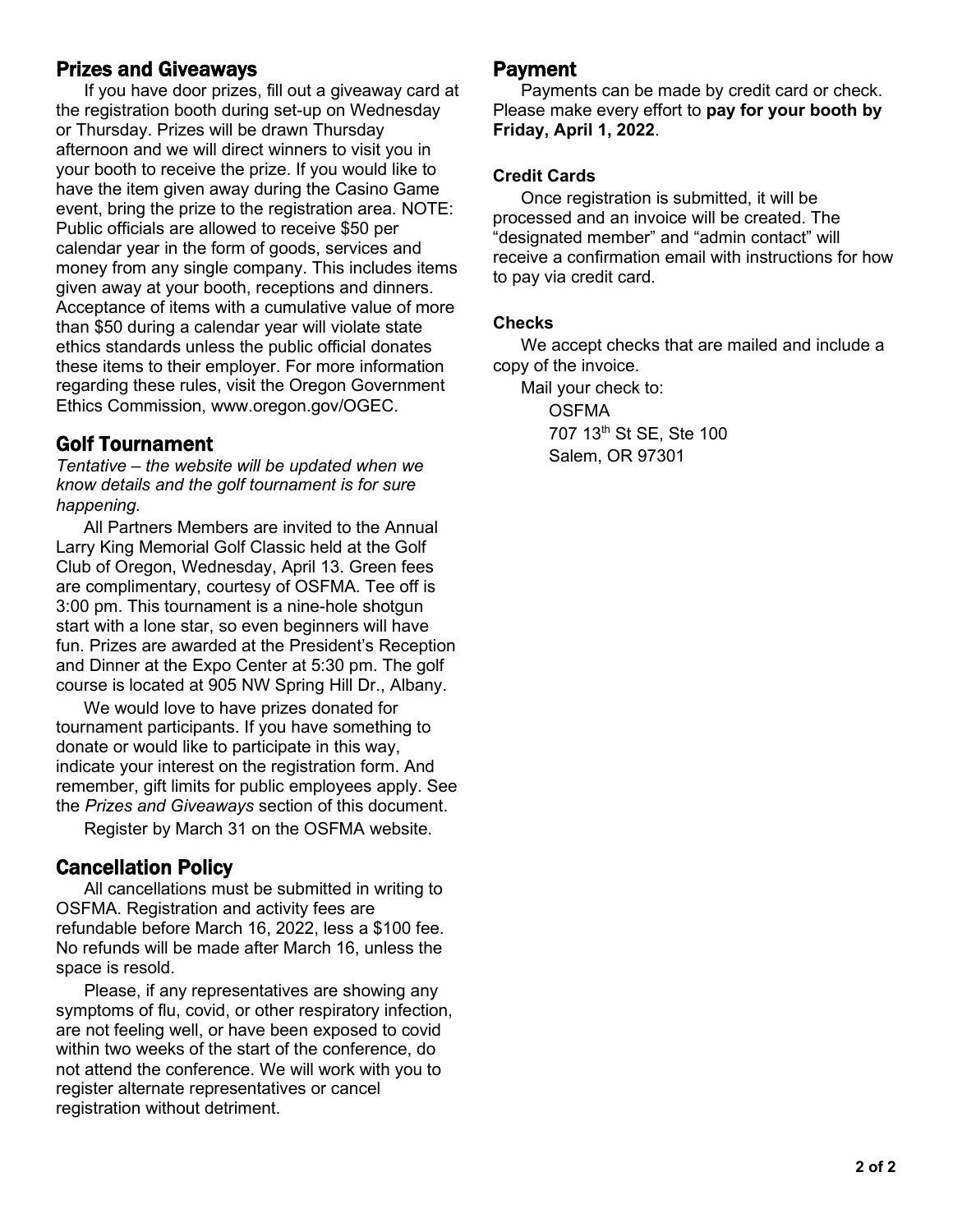## Prizes and Giveaways

If you have door prizes, fill out a giveaway card at the registration booth during set-up on Wednesday or Thursday. Prizes will be drawn Thursday afternoon and we will direct winners to visit you in your booth to receive the prize. If you would like to have the item given away during the Casino Game event, bring the prize to the registration area. NOTE: Public officials are allowed to receive $50 per calendar year in the form of goods, services and money from any single company. This includes items given away at your booth, receptions and dinners. Acceptance of items with a cumulative value of more than $50 during a calendar year will violate state ethics standards unless the public official donates these items to their employer. For more information regarding these rules, visit the Oregon Government Ethics Commission, www.oregon.gov/OGEC.

## Golf Tournament

*Tentative – the website will be updated when we know details and the golf tournament is for sure happening.*

All Partners Members are invited to the Annual Larry King Memorial Golf Classic held at the Golf Club of Oregon, Wednesday, April 13. Green fees are complimentary, courtesy of OSFMA. Tee off is 3:00 pm. This tournament is a nine-hole shotgun start with a lone star, so even beginners will have fun. Prizes are awarded at the President's Reception and Dinner at the Expo Center at 5:30 pm. The golf course is located at 905 NW Spring Hill Dr., Albany.

We would love to have prizes donated for tournament participants. If you have something to donate or would like to participate in this way, indicate your interest on the registration form. And remember, gift limits for public employees apply. See the *Prizes and Giveaways* section of this document.

Register by March 31 on the OSFMA website.

## Cancellation Policy

All cancellations must be submitted in writing to OSFMA. Registration and activity fees are refundable before March 16, 2022, less a $100 fee. No refunds will be made after March 16, unless the space is resold.

Please, if any representatives are showing any symptoms of flu, covid, or other respiratory infection, are not feeling well, or have been exposed to covid within two weeks of the start of the conference, do not attend the conference. We will work with you to register alternate representatives or cancel registration without detriment.

## Payment

Payments can be made by credit card or check. Please make every effort to **pay for your booth by Friday, April 1, 2022**.

### Credit Cards

Once registration is submitted, it will be processed and an invoice will be created. The "designated member" and "admin contact" will receive a confirmation email with instructions for how to pay via credit card.

### Checks

We accept checks that are mailed and include a copy of the invoice.

Mail your check to:

OSFMA
707 13th St SE, Ste 100
Salem, OR 97301